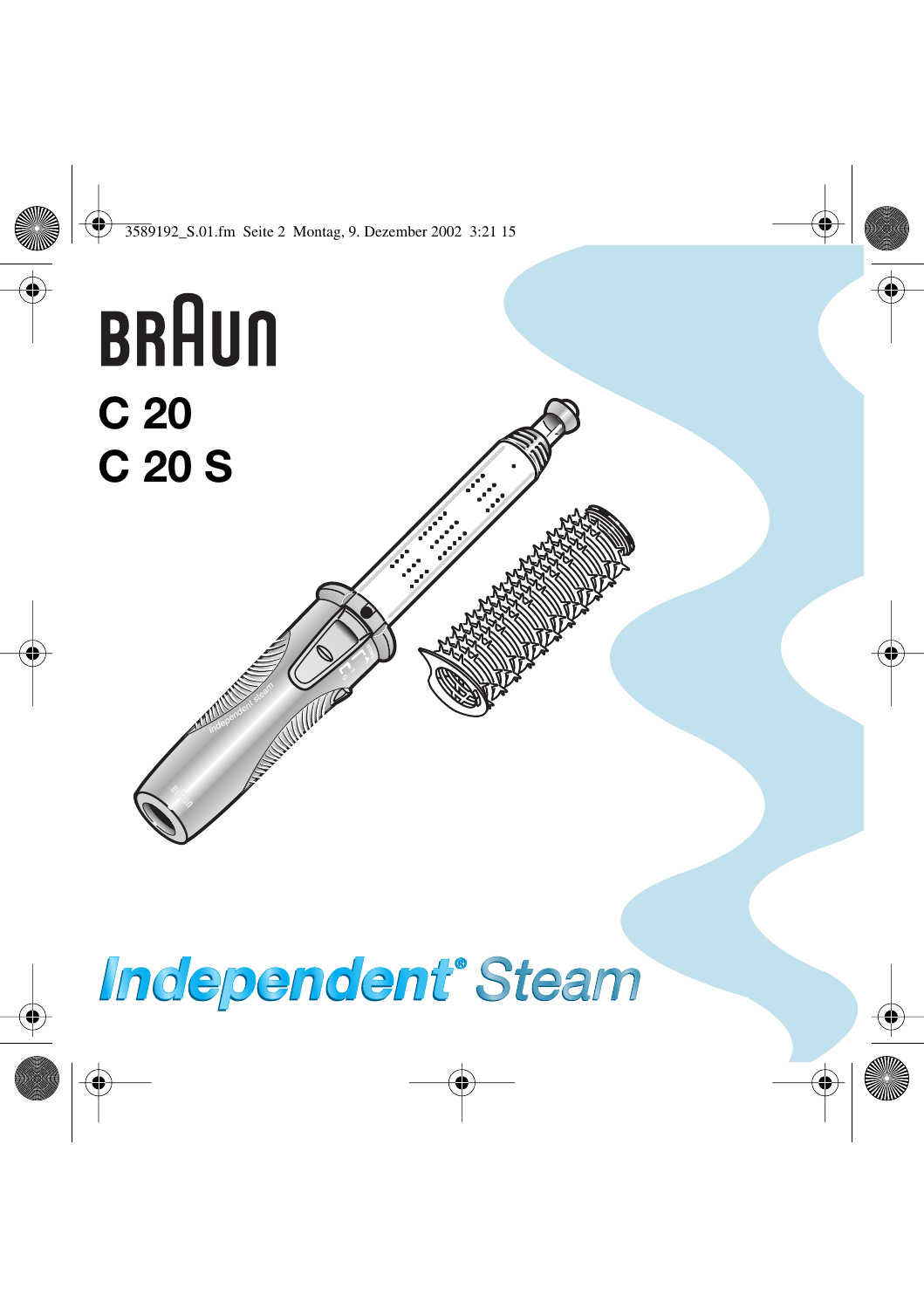# BRAUN

## C 20
## C 20 S

**Independent® Steam**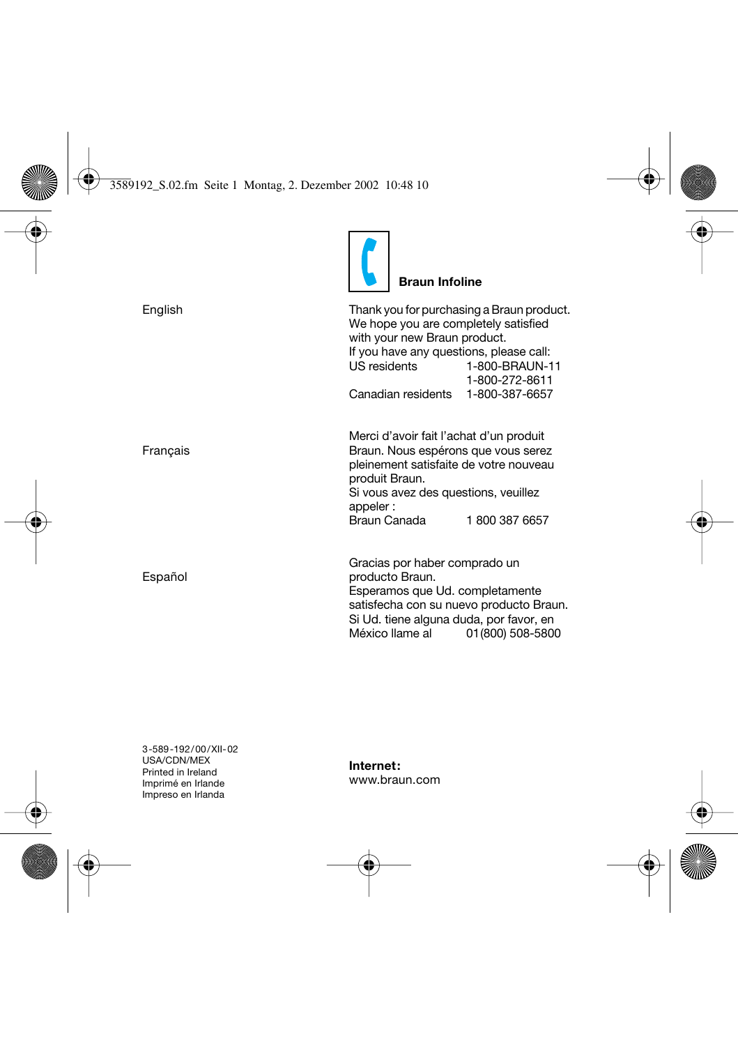## Braun Infoline

English

Thank you for purchasing a Braun product. We hope you are completely satisfied with your new Braun product.
If you have any questions, please call:

| | |
|---|---|
| US residents | 1-800-BRAUN-11 |
| | 1-800-272-8611 |
| Canadian residents | 1-800-387-6657 |

Français

Merci d'avoir fait l'achat d'un produit Braun. Nous espérons que vous serez pleinement satisfaite de votre nouveau produit Braun.
Si vous avez des questions, veuillez appeler :

| | |
|---|---|
| Braun Canada | 1 800 387 6657 |

Español

Gracias por haber comprado un producto Braun.
Esperamos que Ud. completamente satisfecha con su nuevo producto Braun.
Si Ud. tiene alguna duda, por favor, en México llame al 01(800) 508-5800

3-589-192/00/XII-02
USA/CDN/MEX
Printed in Ireland
Imprimé en Irlande
Impreso en Irlanda

**Internet:**
www.braun.com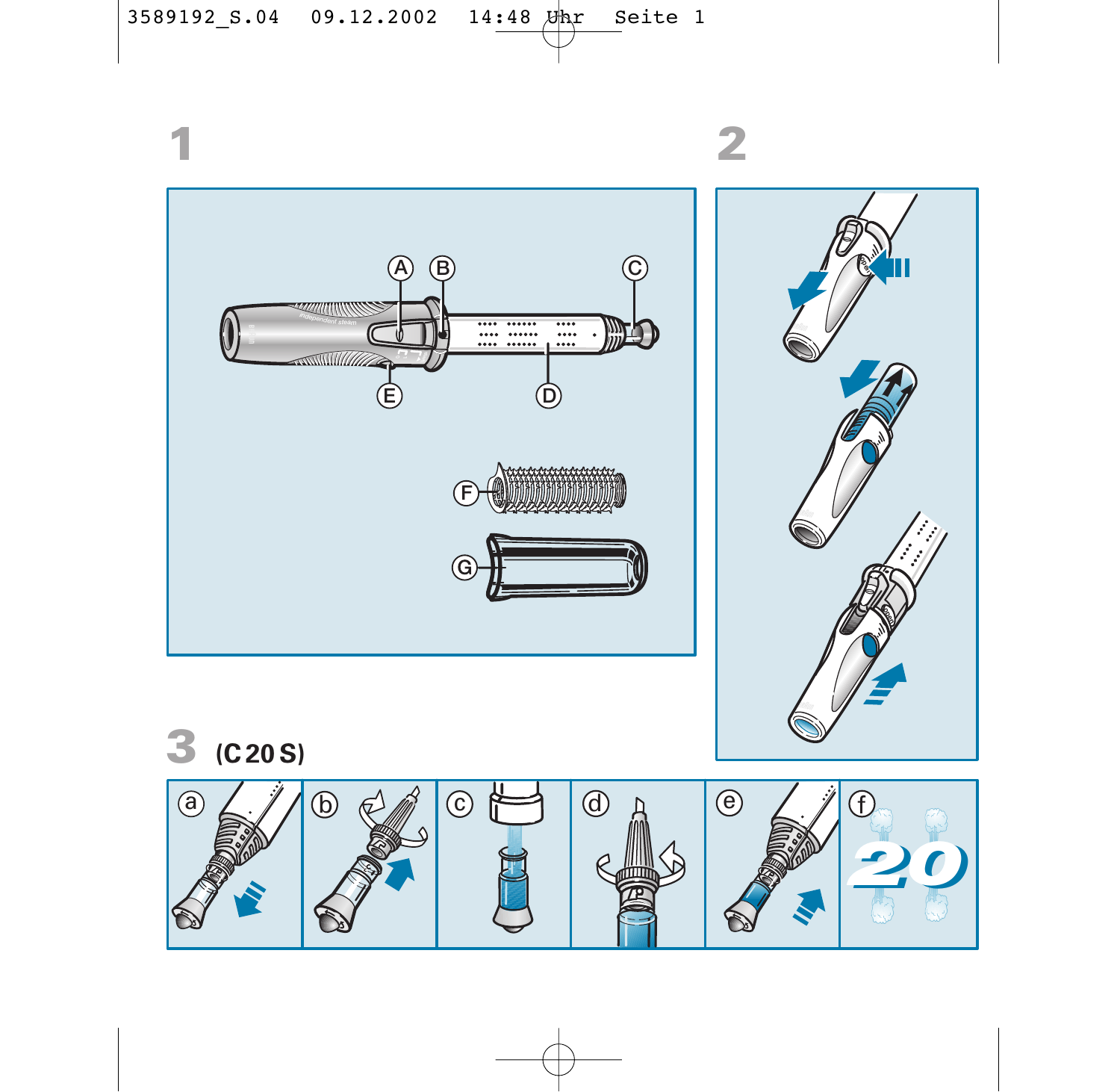1

2

3 (C 20 S)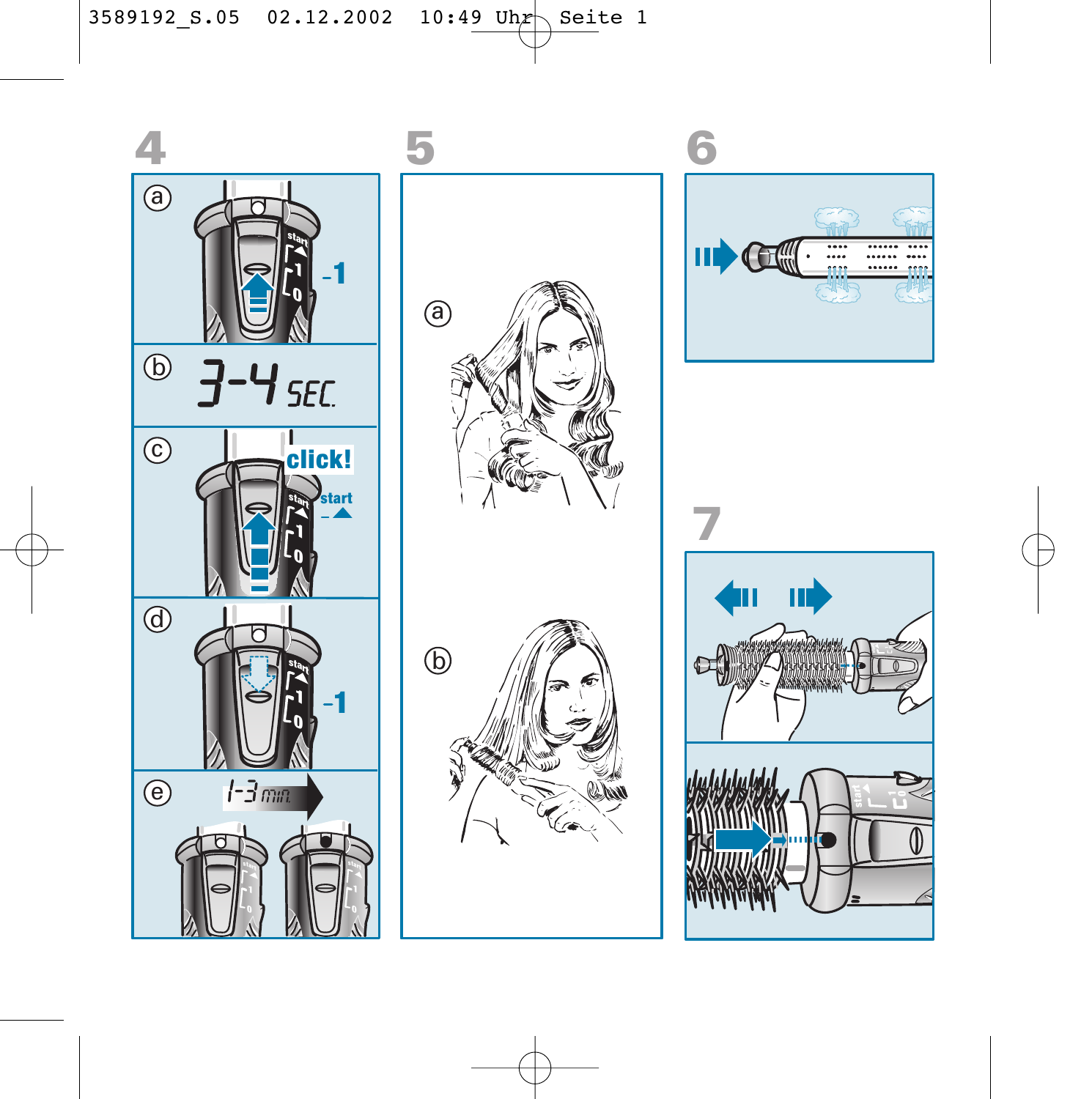4

ⓐ

-1

ⓑ 3-4 SEC.

ⓒ click! start

ⓓ -1

ⓔ 1-3 min.

5

ⓐ

ⓑ

6

7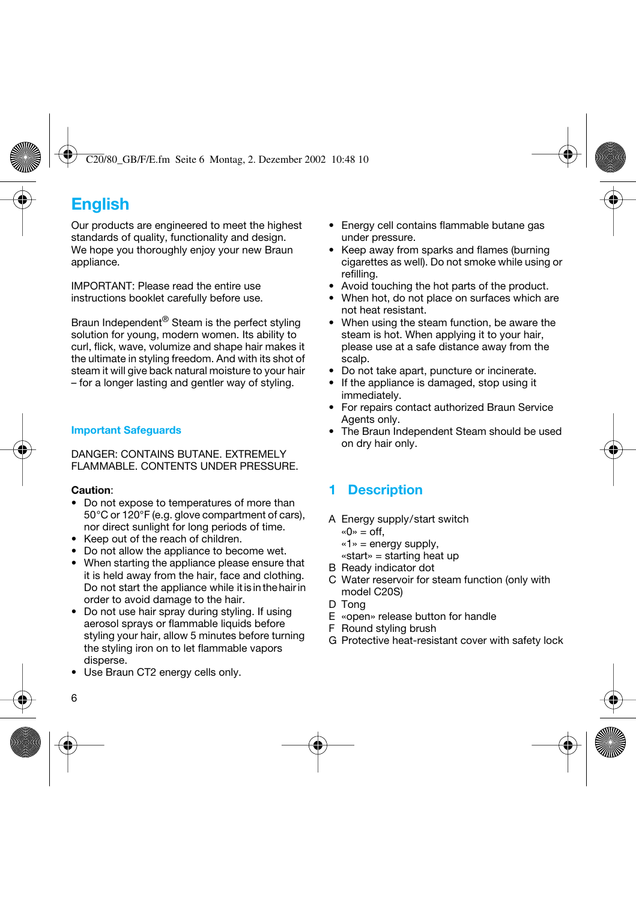# English

Our products are engineered to meet the highest standards of quality, functionality and design. We hope you thoroughly enjoy your new Braun appliance.

IMPORTANT: Please read the entire use instructions booklet carefully before use.

Braun Independent® Steam is the perfect styling solution for young, modern women. Its ability to curl, flick, wave, volumize and shape hair makes it the ultimate in styling freedom. And with its shot of steam it will give back natural moisture to your hair – for a longer lasting and gentler way of styling.

## Important Safeguards

DANGER: CONTAINS BUTANE. EXTREMELY FLAMMABLE. CONTENTS UNDER PRESSURE.

**Caution**:

- Do not expose to temperatures of more than 50 °C or 120 °F (e.g. glove compartment of cars), nor direct sunlight for long periods of time.
- Keep out of the reach of children.
- Do not allow the appliance to become wet.
- When starting the appliance please ensure that it is held away from the hair, face and clothing. Do not start the appliance while it is in the hair in order to avoid damage to the hair.
- Do not use hair spray during styling. If using aerosol sprays or flammable liquids before styling your hair, allow 5 minutes before turning the styling iron on to let flammable vapors disperse.
- Use Braun CT2 energy cells only.
- Energy cell contains flammable butane gas under pressure.
- Keep away from sparks and flames (burning cigarettes as well). Do not smoke while using or refilling.
- Avoid touching the hot parts of the product.
- When hot, do not place on surfaces which are not heat resistant.
- When using the steam function, be aware the steam is hot. When applying it to your hair, please use at a safe distance away from the scalp.
- Do not take apart, puncture or incinerate.
- If the appliance is damaged, stop using it immediately.
- For repairs contact authorized Braun Service Agents only.
- The Braun Independent Steam should be used on dry hair only.

## 1 Description

A Energy supply/start switch
«0» = off,
«1» = energy supply,
«start» = starting heat up
B Ready indicator dot
C Water reservoir for steam function (only with model C20S)
D Tong
E «open» release button for handle
F Round styling brush
G Protective heat-resistant cover with safety lock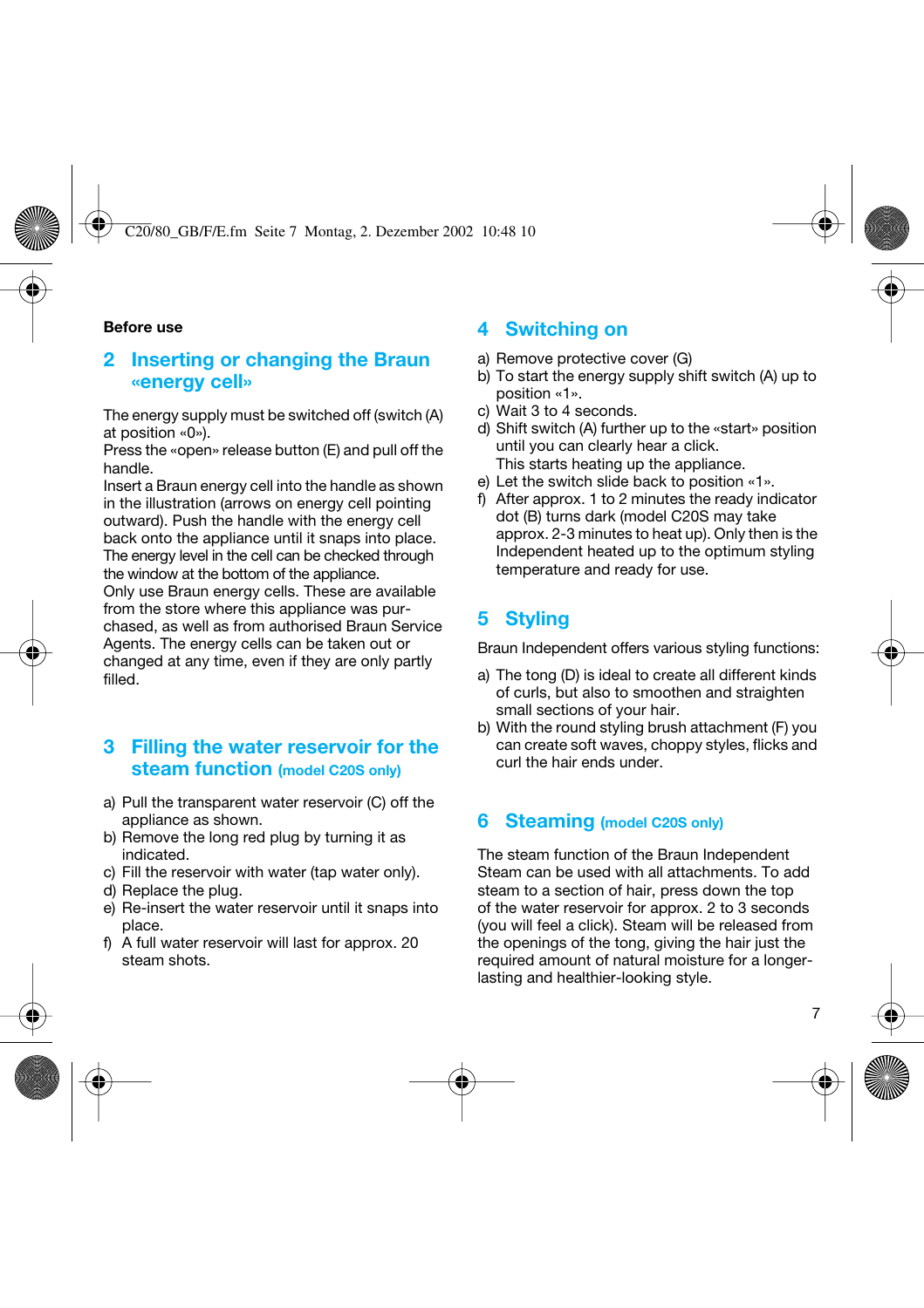**Before use**

## 2 Inserting or changing the Braun «energy cell»

The energy supply must be switched off (switch (A) at position «0»).
Press the «open» release button (E) and pull off the handle.
Insert a Braun energy cell into the handle as shown in the illustration (arrows on energy cell pointing outward). Push the handle with the energy cell back onto the appliance until it snaps into place. The energy level in the cell can be checked through the window at the bottom of the appliance.
Only use Braun energy cells. These are available from the store where this appliance was purchased, as well as from authorised Braun Service Agents. The energy cells can be taken out or changed at any time, even if they are only partly filled.

## 3 Filling the water reservoir for the steam function (model C20S only)

a) Pull the transparent water reservoir (C) off the appliance as shown.
b) Remove the long red plug by turning it as indicated.
c) Fill the reservoir with water (tap water only).
d) Replace the plug.
e) Re-insert the water reservoir until it snaps into place.
f) A full water reservoir will last for approx. 20 steam shots.

## 4 Switching on

a) Remove protective cover (G)
b) To start the energy supply shift switch (A) up to position «1».
c) Wait 3 to 4 seconds.
d) Shift switch (A) further up to the «start» position until you can clearly hear a click.
   This starts heating up the appliance.
e) Let the switch slide back to position «1».
f) After approx. 1 to 2 minutes the ready indicator dot (B) turns dark (model C20S may take approx. 2-3 minutes to heat up). Only then is the Independent heated up to the optimum styling temperature and ready for use.

## 5 Styling

Braun Independent offers various styling functions:

a) The tong (D) is ideal to create all different kinds of curls, but also to smoothen and straighten small sections of your hair.
b) With the round styling brush attachment (F) you can create soft waves, choppy styles, flicks and curl the hair ends under.

## 6 Steaming (model C20S only)

The steam function of the Braun Independent Steam can be used with all attachments. To add steam to a section of hair, press down the top of the water reservoir for approx. 2 to 3 seconds (you will feel a click). Steam will be released from the openings of the tong, giving the hair just the required amount of natural moisture for a longer-lasting and healthier-looking style.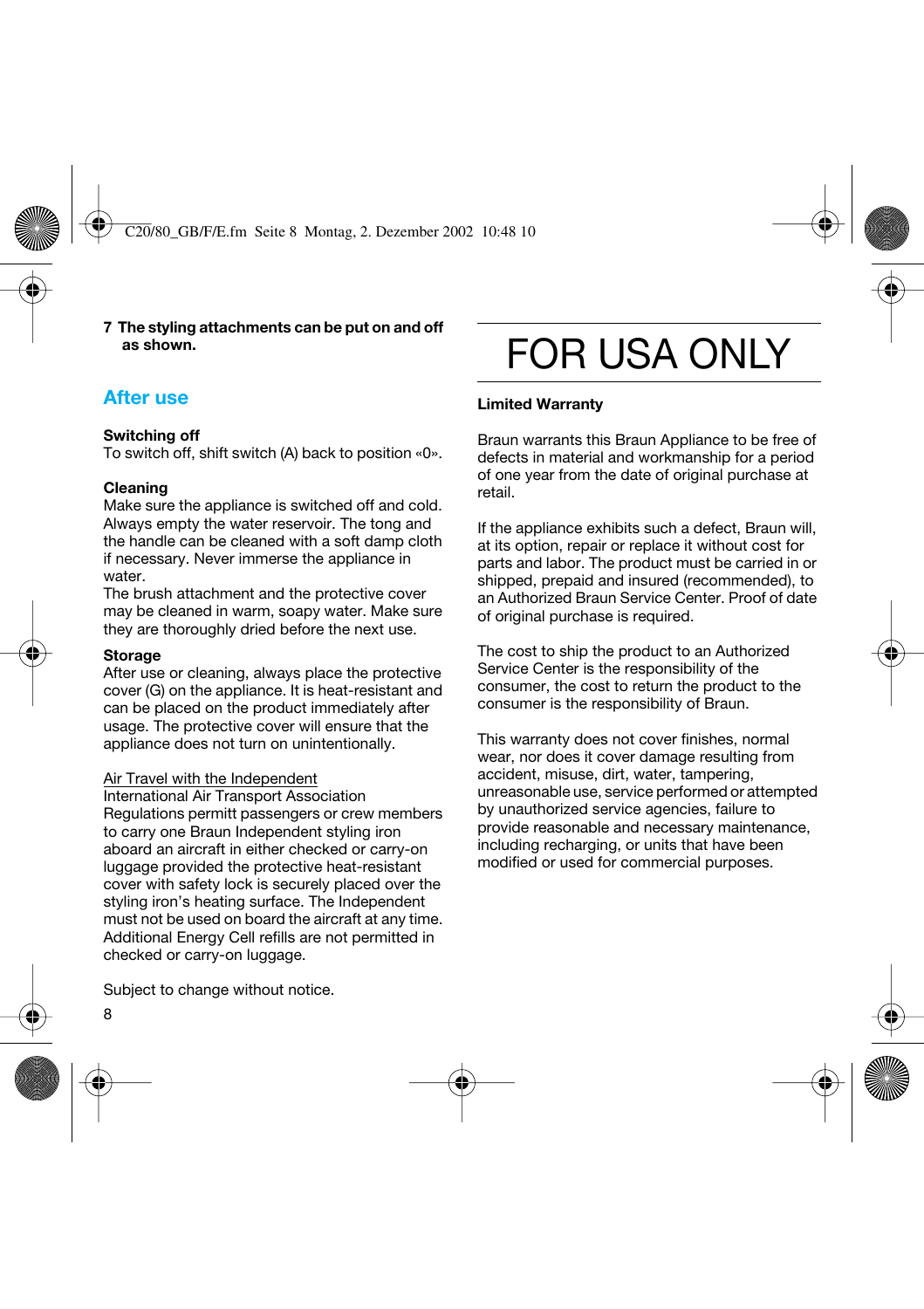7 **The styling attachments can be put on and off as shown.**

## After use

**Switching off**
To switch off, shift switch (A) back to position «0».

**Cleaning**
Make sure the appliance is switched off and cold. Always empty the water reservoir. The tong and the handle can be cleaned with a soft damp cloth if necessary. Never immerse the appliance in water.
The brush attachment and the protective cover may be cleaned in warm, soapy water. Make sure they are thoroughly dried before the next use.

**Storage**
After use or cleaning, always place the protective cover (G) on the appliance. It is heat-resistant and can be placed on the product immediately after usage. The protective cover will ensure that the appliance does not turn on unintentionally.

Air Travel with the Independent
International Air Transport Association Regulations permitt passengers or crew members to carry one Braun Independent styling iron aboard an aircraft in either checked or carry-on luggage provided the protective heat-resistant cover with safety lock is securely placed over the styling iron's heating surface. The Independent must not be used on board the aircraft at any time. Additional Energy Cell refills are not permitted in checked or carry-on luggage.

Subject to change without notice.

# FOR USA ONLY

**Limited Warranty**

Braun warrants this Braun Appliance to be free of defects in material and workmanship for a period of one year from the date of original purchase at retail.

If the appliance exhibits such a defect, Braun will, at its option, repair or replace it without cost for parts and labor. The product must be carried in or shipped, prepaid and insured (recommended), to an Authorized Braun Service Center. Proof of date of original purchase is required.

The cost to ship the product to an Authorized Service Center is the responsibility of the consumer, the cost to return the product to the consumer is the responsibility of Braun.

This warranty does not cover finishes, normal wear, nor does it cover damage resulting from accident, misuse, dirt, water, tampering, unreasonable use, service performed or attempted by unauthorized service agencies, failure to provide reasonable and necessary maintenance, including recharging, or units that have been modified or used for commercial purposes.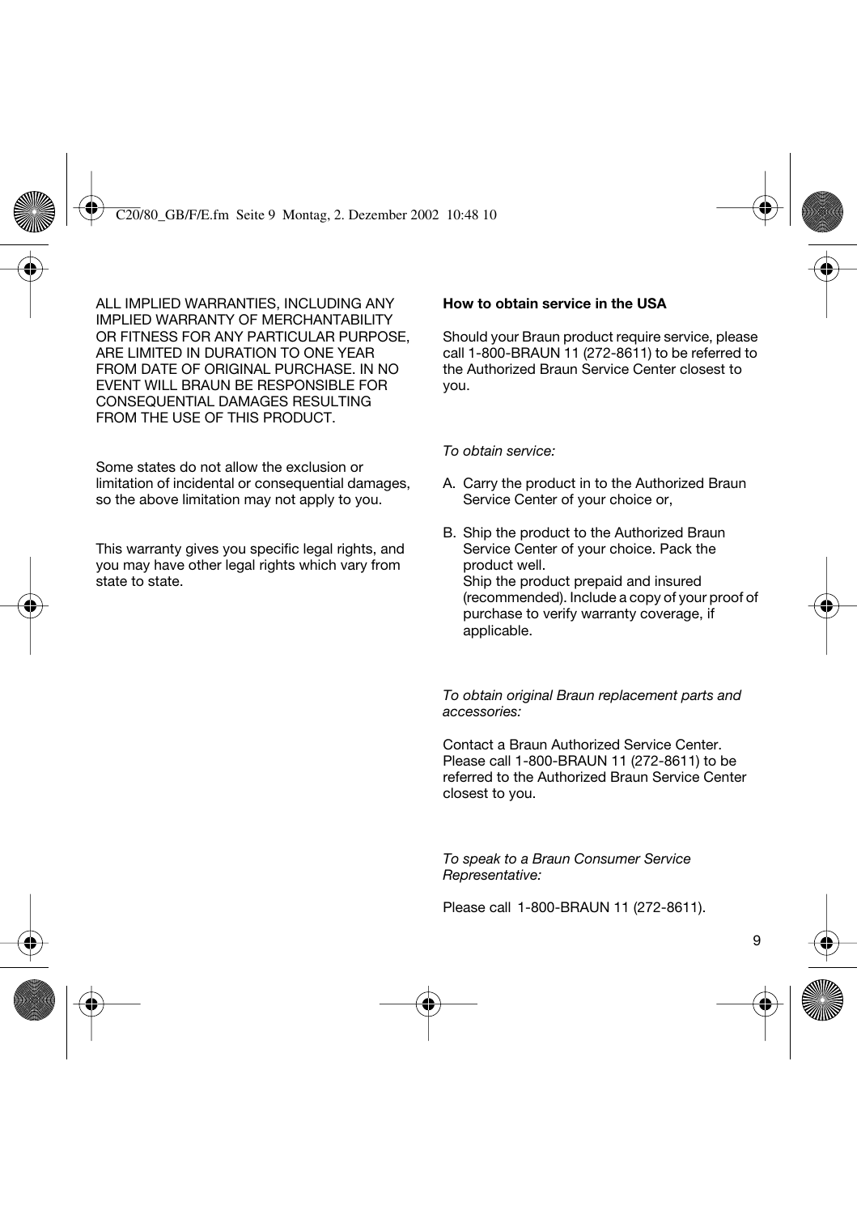ALL IMPLIED WARRANTIES, INCLUDING ANY IMPLIED WARRANTY OF MERCHANTABILITY OR FITNESS FOR ANY PARTICULAR PURPOSE, ARE LIMITED IN DURATION TO ONE YEAR FROM DATE OF ORIGINAL PURCHASE. IN NO EVENT WILL BRAUN BE RESPONSIBLE FOR CONSEQUENTIAL DAMAGES RESULTING FROM THE USE OF THIS PRODUCT.

Some states do not allow the exclusion or limitation of incidental or consequential damages, so the above limitation may not apply to you.

This warranty gives you specific legal rights, and you may have other legal rights which vary from state to state.

**How to obtain service in the USA**

Should your Braun product require service, please call 1-800-BRAUN 11 (272-8611) to be referred to the Authorized Braun Service Center closest to you.

*To obtain service:*

A. Carry the product in to the Authorized Braun Service Center of your choice or,

B. Ship the product to the Authorized Braun Service Center of your choice. Pack the product well.
Ship the product prepaid and insured (recommended). Include a copy of your proof of purchase to verify warranty coverage, if applicable.

*To obtain original Braun replacement parts and accessories:*

Contact a Braun Authorized Service Center. Please call 1-800-BRAUN 11 (272-8611) to be referred to the Authorized Braun Service Center closest to you.

*To speak to a Braun Consumer Service Representative:*

Please call 1-800-BRAUN 11 (272-8611).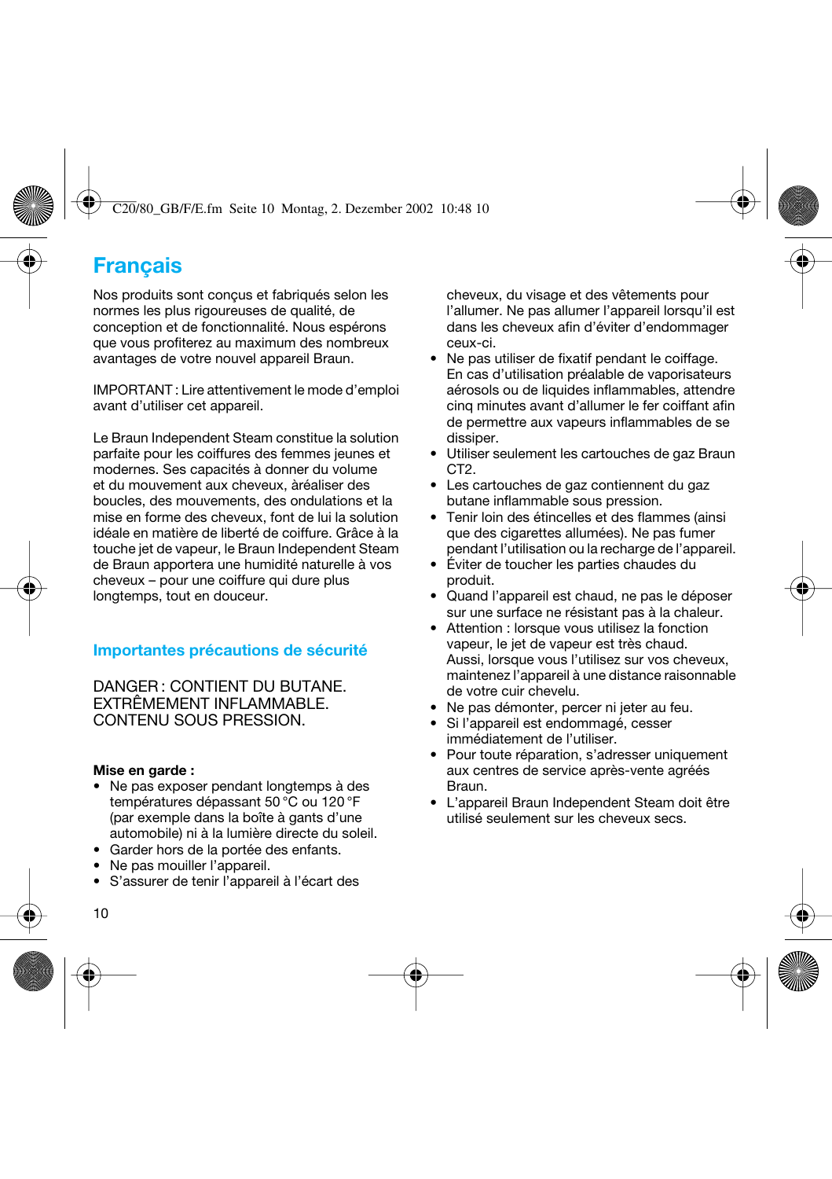# Français

Nos produits sont conçus et fabriqués selon les normes les plus rigoureuses de qualité, de conception et de fonctionnalité. Nous espérons que vous profiterez au maximum des nombreux avantages de votre nouvel appareil Braun.

IMPORTANT : Lire attentivement le mode d'emploi avant d'utiliser cet appareil.

Le Braun Independent Steam constitue la solution parfaite pour les coiffures des femmes jeunes et modernes. Ses capacités à donner du volume et du mouvement aux cheveux, àréaliser des boucles, des mouvements, des ondulations et la mise en forme des cheveux, font de lui la solution idéale en matière de liberté de coiffure. Grâce à la touche jet de vapeur, le Braun Independent Steam de Braun apportera une humidité naturelle à vos cheveux – pour une coiffure qui dure plus longtemps, tout en douceur.

## Importantes précautions de sécurité

DANGER : CONTIENT DU BUTANE. EXTRÊMEMENT INFLAMMABLE. CONTENU SOUS PRESSION.

**Mise en garde :**

- Ne pas exposer pendant longtemps à des températures dépassant 50 °C ou 120 °F (par exemple dans la boîte à gants d'une automobile) ni à la lumière directe du soleil.
- Garder hors de la portée des enfants.
- Ne pas mouiller l'appareil.
- S'assurer de tenir l'appareil à l'écart des cheveux, du visage et des vêtements pour l'allumer. Ne pas allumer l'appareil lorsqu'il est dans les cheveux afin d'éviter d'endommager ceux-ci.
- Ne pas utiliser de fixatif pendant le coiffage. En cas d'utilisation préalable de vaporisateurs aérosols ou de liquides inflammables, attendre cinq minutes avant d'allumer le fer coiffant afin de permettre aux vapeurs inflammables de se dissiper.
- Utiliser seulement les cartouches de gaz Braun CT2.
- Les cartouches de gaz contiennent du gaz butane inflammable sous pression.
- Tenir loin des étincelles et des flammes (ainsi que des cigarettes allumées). Ne pas fumer pendant l'utilisation ou la recharge de l'appareil.
- Éviter de toucher les parties chaudes du produit.
- Quand l'appareil est chaud, ne pas le déposer sur une surface ne résistant pas à la chaleur.
- Attention : lorsque vous utilisez la fonction vapeur, le jet de vapeur est très chaud. Aussi, lorsque vous l'utilisez sur vos cheveux, maintenez l'appareil à une distance raisonnable de votre cuir chevelu.
- Ne pas démonter, percer ni jeter au feu.
- Si l'appareil est endommagé, cesser immédiatement de l'utiliser.
- Pour toute réparation, s'adresser uniquement aux centres de service après-vente agréés Braun.
- L'appareil Braun Independent Steam doit être utilisé seulement sur les cheveux secs.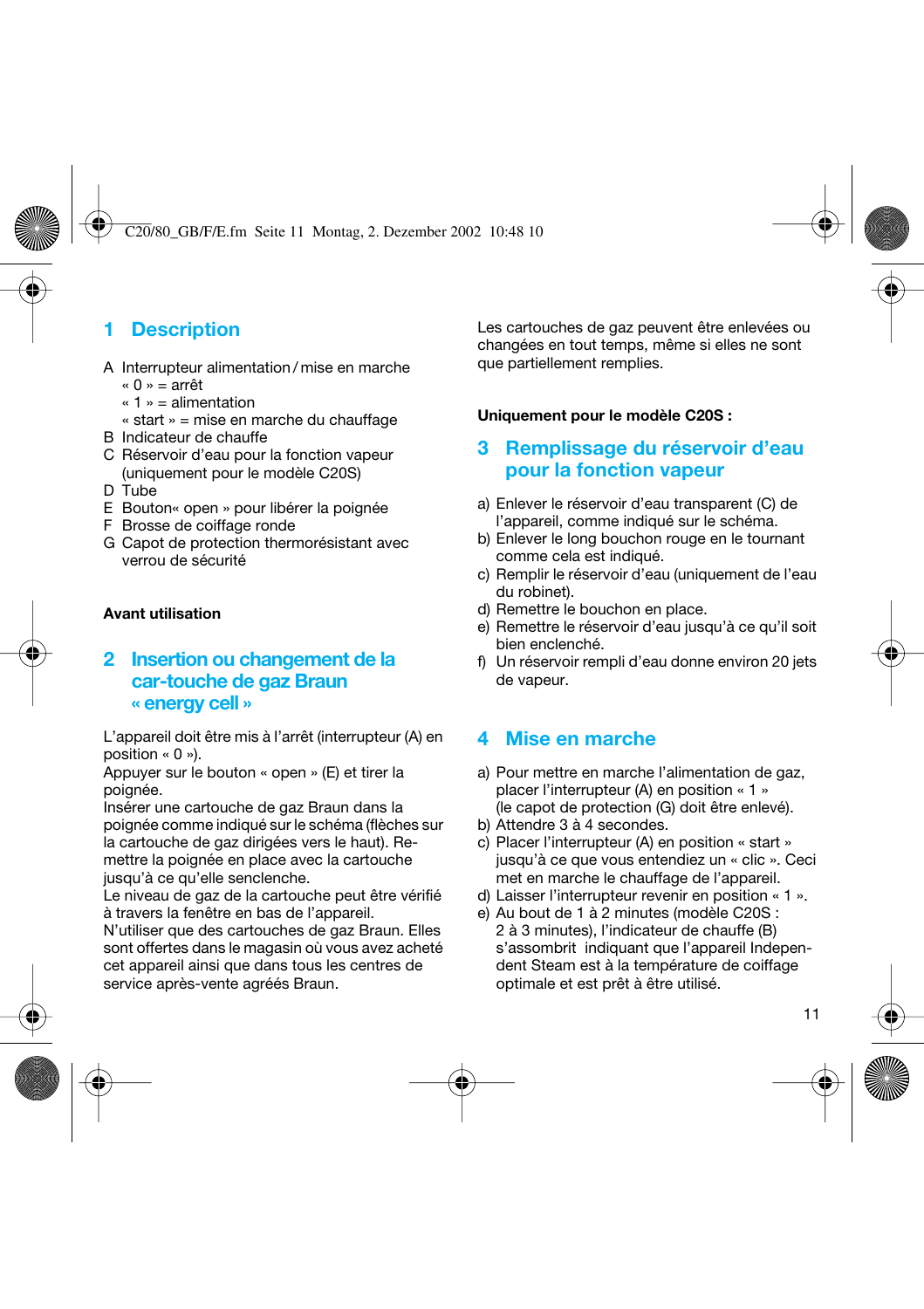## 1 Description

A Interrupteur alimentation / mise en marche
  « 0 » = arrêt
  « 1 » = alimentation
  « start » = mise en marche du chauffage
B Indicateur de chauffe
C Réservoir d'eau pour la fonction vapeur (uniquement pour le modèle C20S)
D Tube
E Bouton« open » pour libérer la poignée
F Brosse de coiffage ronde
G Capot de protection thermorésistant avec verrou de sécurité

**Avant utilisation**

## 2 Insertion ou changement de la car-touche de gaz Braun « energy cell »

L'appareil doit être mis à l'arrêt (interrupteur (A) en position « 0 »).
Appuyer sur le bouton « open » (E) et tirer la poignée.
Insérer une cartouche de gaz Braun dans la poignée comme indiqué sur le schéma (flèches sur la cartouche de gaz dirigées vers le haut). Remettre la poignée en place avec la cartouche jusqu'à ce qu'elle senclenche.
Le niveau de gaz de la cartouche peut être vérifié à travers la fenêtre en bas de l'appareil.
N'utiliser que des cartouches de gaz Braun. Elles sont offertes dans le magasin où vous avez acheté cet appareil ainsi que dans tous les centres de service après-vente agréés Braun.

Les cartouches de gaz peuvent être enlevées ou changées en tout temps, même si elles ne sont que partiellement remplies.

**Uniquement pour le modèle C20S :**

## 3 Remplissage du réservoir d'eau pour la fonction vapeur

a) Enlever le réservoir d'eau transparent (C) de l'appareil, comme indiqué sur le schéma.
b) Enlever le long bouchon rouge en le tournant comme cela est indiqué.
c) Remplir le réservoir d'eau (uniquement de l'eau du robinet).
d) Remettre le bouchon en place.
e) Remettre le réservoir d'eau jusqu'à ce qu'il soit bien enclenché.
f) Un réservoir rempli d'eau donne environ 20 jets de vapeur.

## 4 Mise en marche

a) Pour mettre en marche l'alimentation de gaz, placer l'interrupteur (A) en position « 1 » (le capot de protection (G) doit être enlevé).
b) Attendre 3 à 4 secondes.
c) Placer l'interrupteur (A) en position « start » jusqu'à ce que vous entendiez un « clic ». Ceci met en marche le chauffage de l'appareil.
d) Laisser l'interrupteur revenir en position « 1 ».
e) Au bout de 1 à 2 minutes (modèle C20S : 2 à 3 minutes), l'indicateur de chauffe (B) s'assombrit indiquant que l'appareil Independent Steam est à la température de coiffage optimale et est prêt à être utilisé.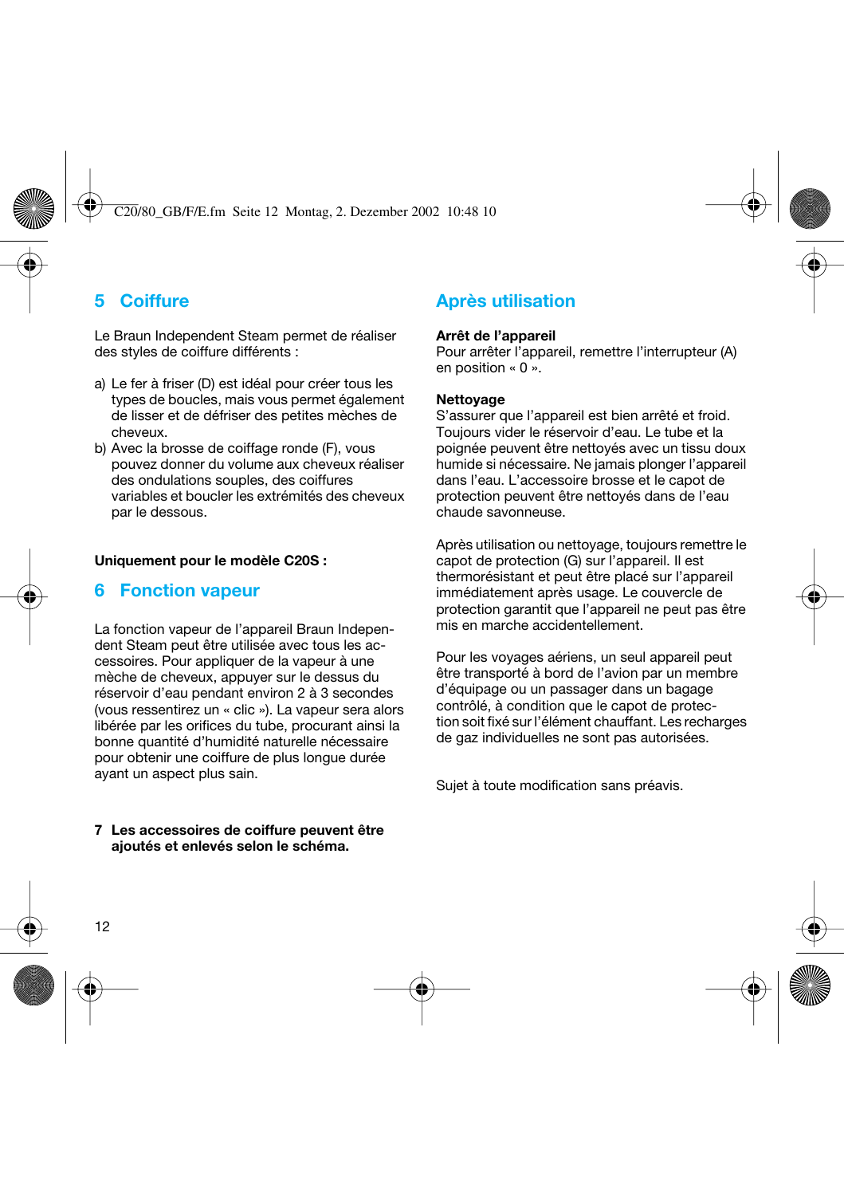## 5 Coiffure

Le Braun Independent Steam permet de réaliser des styles de coiffure différents :

a) Le fer à friser (D) est idéal pour créer tous les types de boucles, mais vous permet également de lisser et de défriser des petites mèches de cheveux.
b) Avec la brosse de coiffage ronde (F), vous pouvez donner du volume aux cheveux réaliser des ondulations souples, des coiffures variables et boucler les extrémités des cheveux par le dessous.

**Uniquement pour le modèle C20S :**

## 6 Fonction vapeur

La fonction vapeur de l'appareil Braun Independent Steam peut être utilisée avec tous les accessoires. Pour appliquer de la vapeur à une mèche de cheveux, appuyer sur le dessus du réservoir d'eau pendant environ 2 à 3 secondes (vous ressentirez un « clic »). La vapeur sera alors libérée par les orifices du tube, procurant ainsi la bonne quantité d'humidité naturelle nécessaire pour obtenir une coiffure de plus longue durée ayant un aspect plus sain.

**7 Les accessoires de coiffure peuvent être ajoutés et enlevés selon le schéma.**

## Après utilisation

**Arrêt de l'appareil**
Pour arrêter l'appareil, remettre l'interrupteur (A) en position « 0 ».

**Nettoyage**
S'assurer que l'appareil est bien arrêté et froid. Toujours vider le réservoir d'eau. Le tube et la poignée peuvent être nettoyés avec un tissu doux humide si nécessaire. Ne jamais plonger l'appareil dans l'eau. L'accessoire brosse et le capot de protection peuvent être nettoyés dans de l'eau chaude savonneuse.

Après utilisation ou nettoyage, toujours remettre le capot de protection (G) sur l'appareil. Il est thermorésistant et peut être placé sur l'appareil immédiatement après usage. Le couvercle de protection garantit que l'appareil ne peut pas être mis en marche accidentellement.

Pour les voyages aériens, un seul appareil peut être transporté à bord de l'avion par un membre d'équipage ou un passager dans un bagage contrôlé, à condition que le capot de protection soit fixé sur l'élément chauffant. Les recharges de gaz individuelles ne sont pas autorisées.

Sujet à toute modification sans préavis.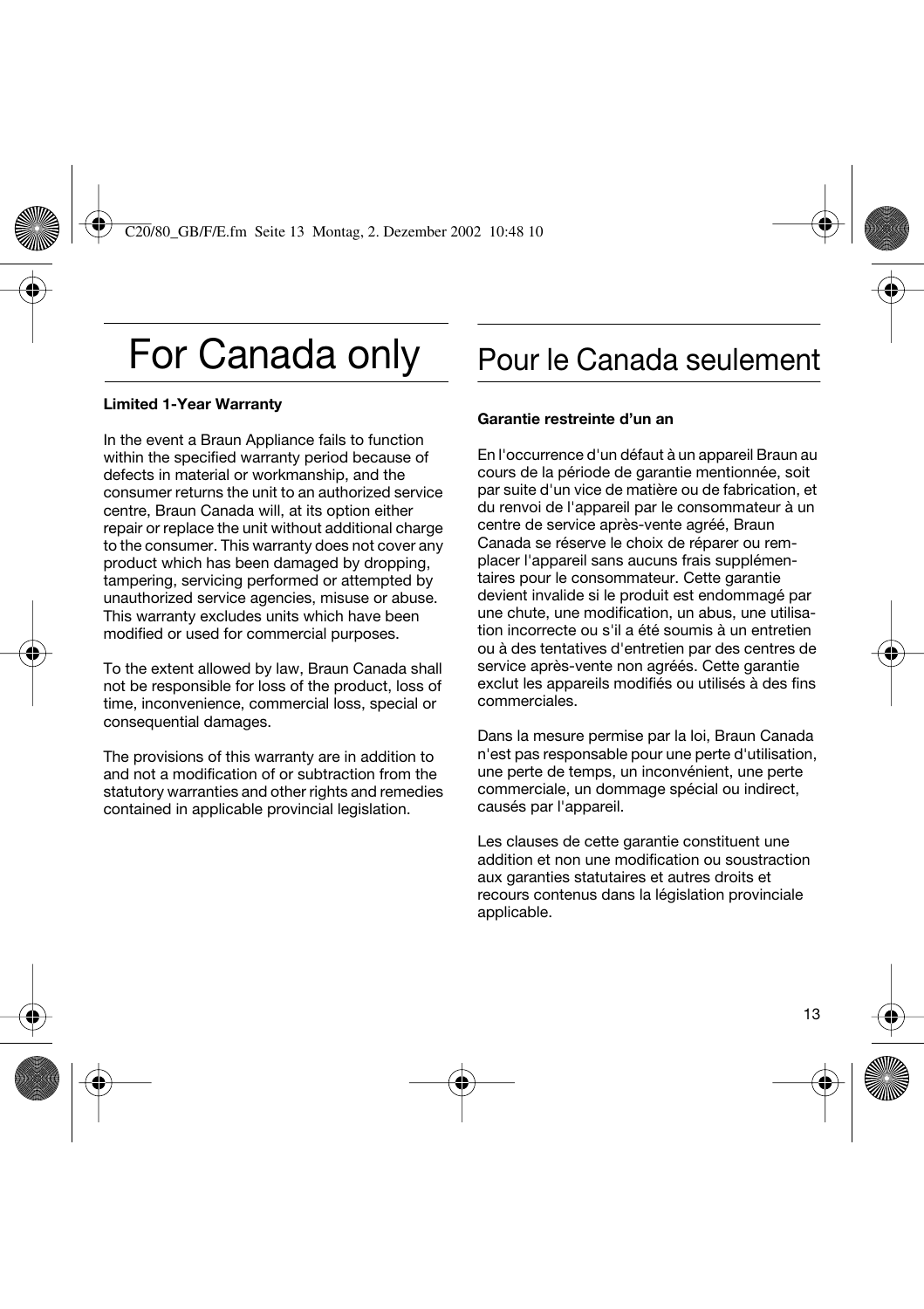# For Canada only

**Limited 1-Year Warranty**

In the event a Braun Appliance fails to function within the specified warranty period because of defects in material or workmanship, and the consumer returns the unit to an authorized service centre, Braun Canada will, at its option either repair or replace the unit without additional charge to the consumer. This warranty does not cover any product which has been damaged by dropping, tampering, servicing performed or attempted by unauthorized service agencies, misuse or abuse. This warranty excludes units which have been modified or used for commercial purposes.

To the extent allowed by law, Braun Canada shall not be responsible for loss of the product, loss of time, inconvenience, commercial loss, special or consequential damages.

The provisions of this warranty are in addition to and not a modification of or subtraction from the statutory warranties and other rights and remedies contained in applicable provincial legislation.

# Pour le Canada seulement

**Garantie restreinte d'un an**

En l'occurrence d'un défaut à un appareil Braun au cours de la période de garantie mentionnée, soit par suite d'un vice de matière ou de fabrication, et du renvoi de l'appareil par le consommateur à un centre de service après-vente agréé, Braun Canada se réserve le choix de réparer ou remplacer l'appareil sans aucuns frais supplémentaires pour le consommateur. Cette garantie devient invalide si le produit est endommagé par une chute, une modification, un abus, une utilisation incorrecte ou s'il a été soumis à un entretien ou à des tentatives d'entretien par des centres de service après-vente non agréés. Cette garantie exclut les appareils modifiés ou utilisés à des fins commerciales.

Dans la mesure permise par la loi, Braun Canada n'est pas responsable pour une perte d'utilisation, une perte de temps, un inconvénient, une perte commerciale, un dommage spécial ou indirect, causés par l'appareil.

Les clauses de cette garantie constituent une addition et non une modification ou soustraction aux garanties statutaires et autres droits et recours contenus dans la législation provinciale applicable.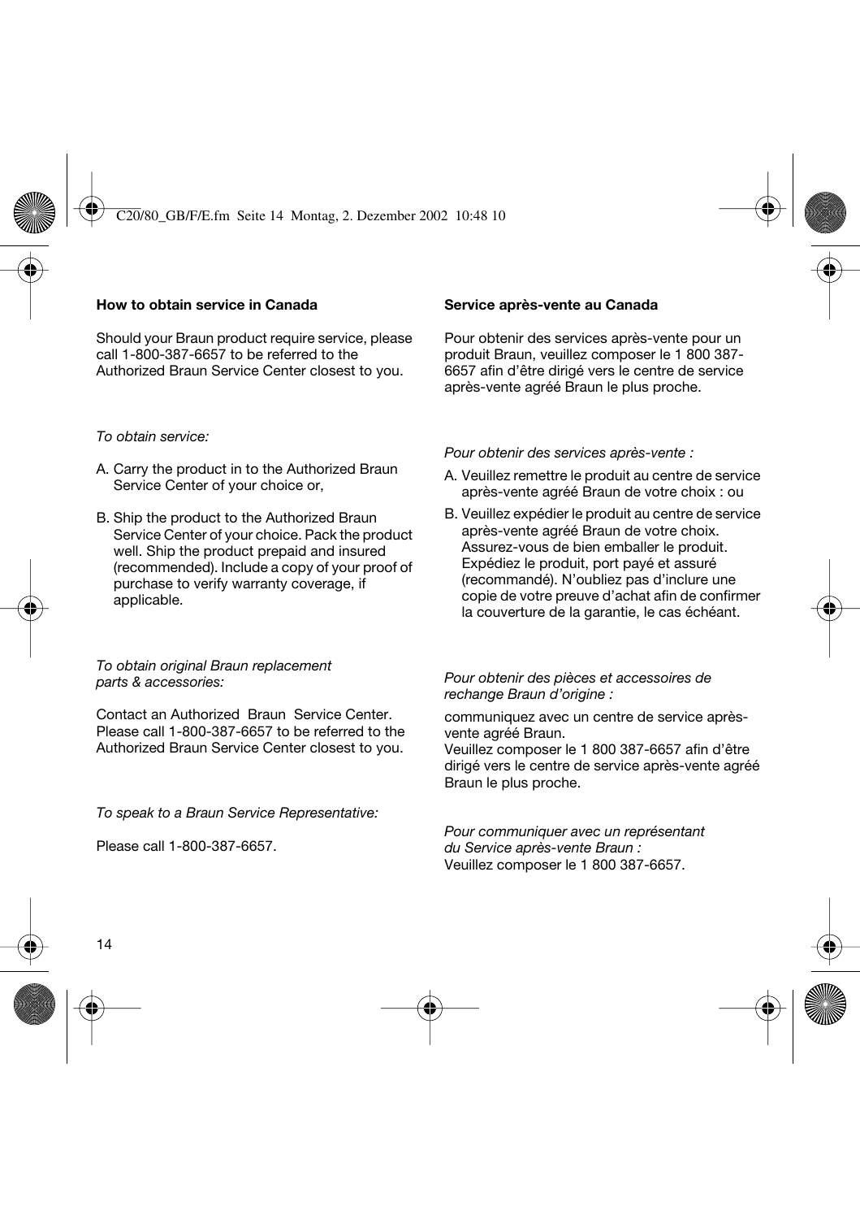**How to obtain service in Canada**

Should your Braun product require service, please call 1-800-387-6657 to be referred to the Authorized Braun Service Center closest to you.

*To obtain service:*

A. Carry the product in to the Authorized Braun Service Center of your choice or,

B. Ship the product to the Authorized Braun Service Center of your choice. Pack the product well. Ship the product prepaid and insured (recommended). Include a copy of your proof of purchase to verify warranty coverage, if applicable.

*To obtain original Braun replacement parts & accessories:*

Contact an Authorized Braun Service Center. Please call 1-800-387-6657 to be referred to the Authorized Braun Service Center closest to you.

*To speak to a Braun Service Representative:*

Please call 1-800-387-6657.

**Service après-vente au Canada**

Pour obtenir des services après-vente pour un produit Braun, veuillez composer le 1 800 387-6657 afin d'être dirigé vers le centre de service après-vente agréé Braun le plus proche.

*Pour obtenir des services après-vente :*

A. Veuillez remettre le produit au centre de service après-vente agréé Braun de votre choix : ou

B. Veuillez expédier le produit au centre de service après-vente agréé Braun de votre choix. Assurez-vous de bien emballer le produit. Expédiez le produit, port payé et assuré (recommandé). N'oubliez pas d'inclure une copie de votre preuve d'achat afin de confirmer la couverture de la garantie, le cas échéant.

*Pour obtenir des pièces et accessoires de rechange Braun d'origine :*

communiquez avec un centre de service après-vente agréé Braun.
Veuillez composer le 1 800 387-6657 afin d'être dirigé vers le centre de service après-vente agréé Braun le plus proche.

*Pour communiquer avec un représentant du Service après-vente Braun :*
Veuillez composer le 1 800 387-6657.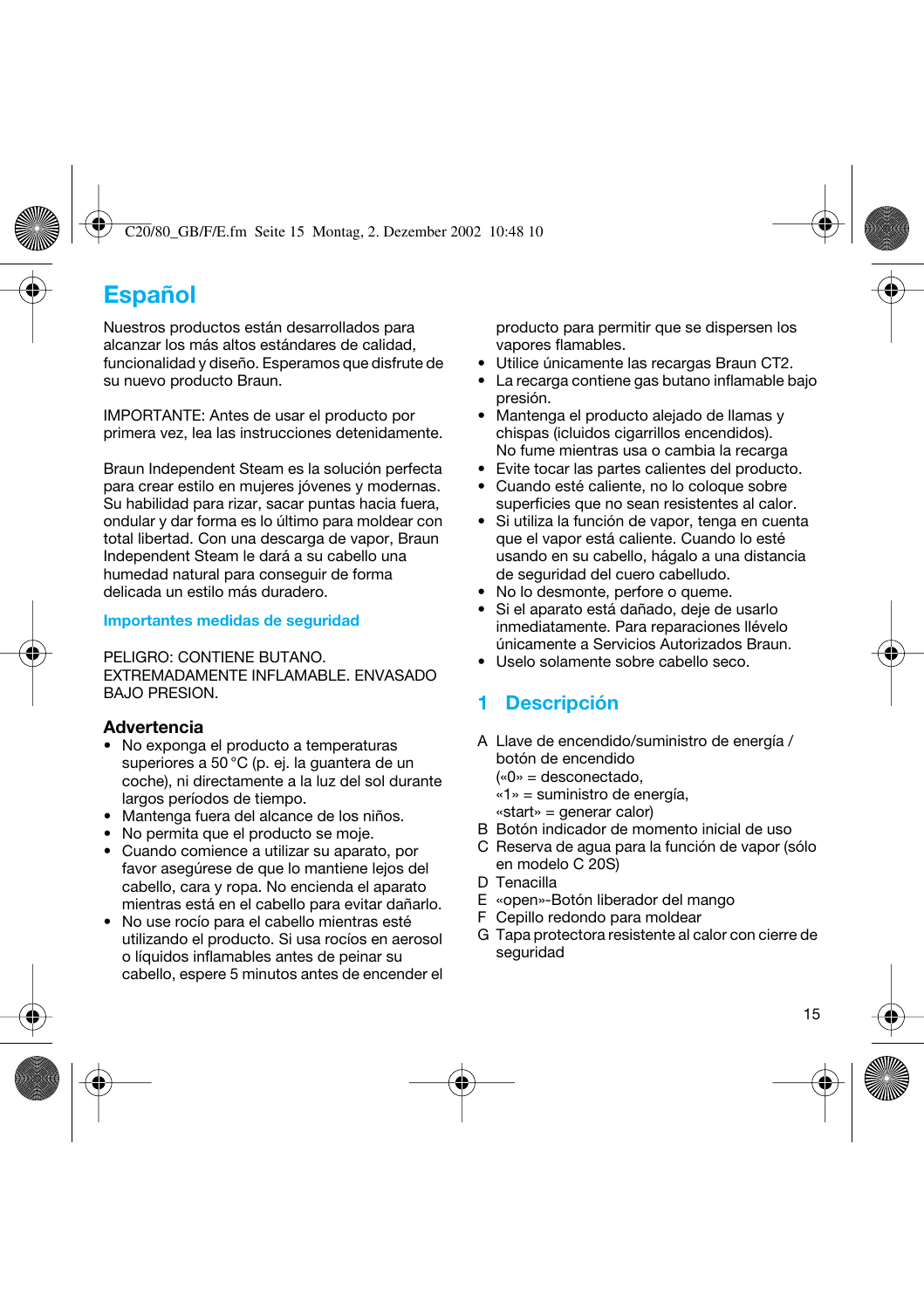# Español

Nuestros productos están desarrollados para alcanzar los más altos estándares de calidad, funcionalidad y diseño. Esperamos que disfrute de su nuevo producto Braun.

IMPORTANTE: Antes de usar el producto por primera vez, lea las instrucciones detenidamente.

Braun Independent Steam es la solución perfecta para crear estilo en mujeres jóvenes y modernas. Su habilidad para rizar, sacar puntas hacia fuera, ondular y dar forma es lo último para moldear con total libertad. Con una descarga de vapor, Braun Independent Steam le dará a su cabello una humedad natural para conseguir de forma delicada un estilo más duradero.

## Importantes medidas de seguridad

PELIGRO: CONTIENE BUTANO. EXTREMADAMENTE INFLAMABLE. ENVASADO BAJO PRESION.

### Advertencia

- No exponga el producto a temperaturas superiores a 50 °C (p. ej. la guantera de un coche), ni directamente a la luz del sol durante largos períodos de tiempo.
- Mantenga fuera del alcance de los niños.
- No permita que el producto se moje.
- Cuando comience a utilizar su aparato, por favor asegúrese de que lo mantiene lejos del cabello, cara y ropa. No encienda el aparato mientras está en el cabello para evitar dañarlo.
- No use rocío para el cabello mientras esté utilizando el producto. Si usa rocíos en aerosol o líquidos inflamables antes de peinar su cabello, espere 5 minutos antes de encender el producto para permitir que se dispersen los vapores flamables.
- Utilice únicamente las recargas Braun CT2.
- La recarga contiene gas butano inflamable bajo presión.
- Mantenga el producto alejado de llamas y chispas (icluidos cigarrillos encendidos). No fume mientras usa o cambia la recarga
- Evite tocar las partes calientes del producto.
- Cuando esté caliente, no lo coloque sobre superficies que no sean resistentes al calor.
- Si utiliza la función de vapor, tenga en cuenta que el vapor está caliente. Cuando lo esté usando en su cabello, hágalo a una distancia de seguridad del cuero cabelludo.
- No lo desmonte, perfore o queme.
- Si el aparato está dañado, deje de usarlo inmediatamente. Para reparaciones llévelo únicamente a Servicios Autorizados Braun.
- Uselo solamente sobre cabello seco.

## 1 Descripción

A Llave de encendido/suministro de energía / botón de encendido
(«0» = desconectado,
«1» = suministro de energía,
«start» = generar calor)

B Botón indicador de momento inicial de uso

C Reserva de agua para la función de vapor (sólo en modelo C 20S)

D Tenacilla

E «open»-Botón liberador del mango

F Cepillo redondo para moldear

G Tapa protectora resistente al calor con cierre de seguridad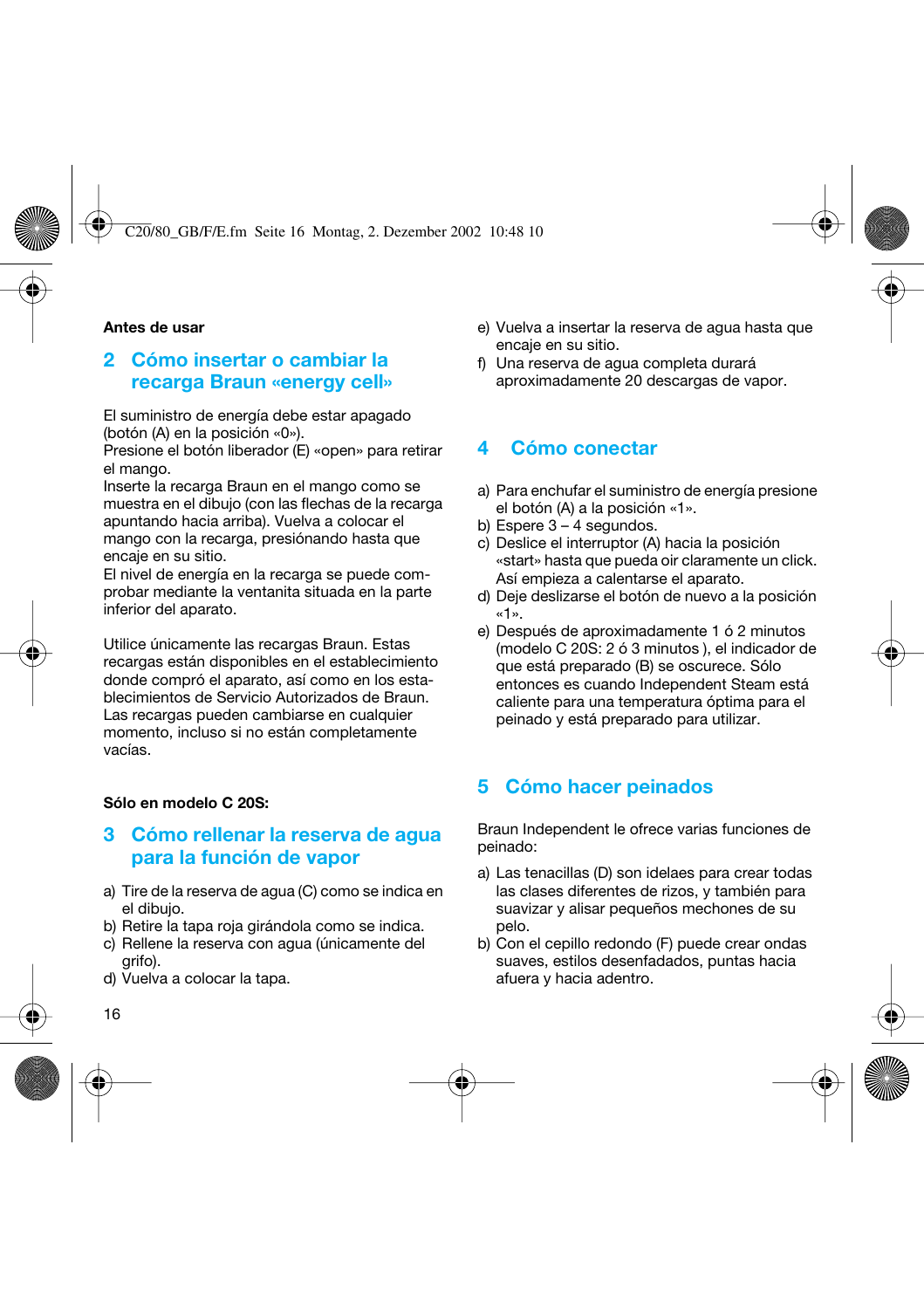**Antes de usar**

## 2 Cómo insertar o cambiar la recarga Braun «energy cell»

El suministro de energía debe estar apagado (botón (A) en la posición «0»).
Presione el botón liberador (E) «open» para retirar el mango.
Inserte la recarga Braun en el mango como se muestra en el dibujo (con las flechas de la recarga apuntando hacia arriba). Vuelva a colocar el mango con la recarga, presiónando hasta que encaje en su sitio.
El nivel de energía en la recarga se puede comprobar mediante la ventanita situada en la parte inferior del aparato.

Utilice únicamente las recargas Braun. Estas recargas están disponibles en el establecimiento donde compró el aparato, así como en los establecimientos de Servicio Autorizados de Braun. Las recargas pueden cambiarse en cualquier momento, incluso si no están completamente vacías.

**Sólo en modelo C 20S:**

## 3 Cómo rellenar la reserva de agua para la función de vapor

a) Tire de la reserva de agua (C) como se indica en el dibujo.
b) Retire la tapa roja girándola como se indica.
c) Rellene la reserva con agua (únicamente del grifo).
d) Vuelva a colocar la tapa.
e) Vuelva a insertar la reserva de agua hasta que encaje en su sitio.
f) Una reserva de agua completa durará aproximadamente 20 descargas de vapor.

## 4 Cómo conectar

a) Para enchufar el suministro de energía presione el botón (A) a la posición «1».
b) Espere 3 – 4 segundos.
c) Deslice el interruptor (A) hacia la posición «start» hasta que pueda oir claramente un click. Así empieza a calentarse el aparato.
d) Deje deslizarse el botón de nuevo a la posición «1».
e) Después de aproximadamente 1 ó 2 minutos (modelo C 20S: 2 ó 3 minutos ), el indicador de que está preparado (B) se oscurece. Sólo entonces es cuando Independent Steam está caliente para una temperatura óptima para el peinado y está preparado para utilizar.

## 5 Cómo hacer peinados

Braun Independent le ofrece varias funciones de peinado:

a) Las tenacillas (D) son idelaes para crear todas las clases diferentes de rizos, y también para suavizar y alisar pequeños mechones de su pelo.
b) Con el cepillo redondo (F) puede crear ondas suaves, estilos desenfadados, puntas hacia afuera y hacia adentro.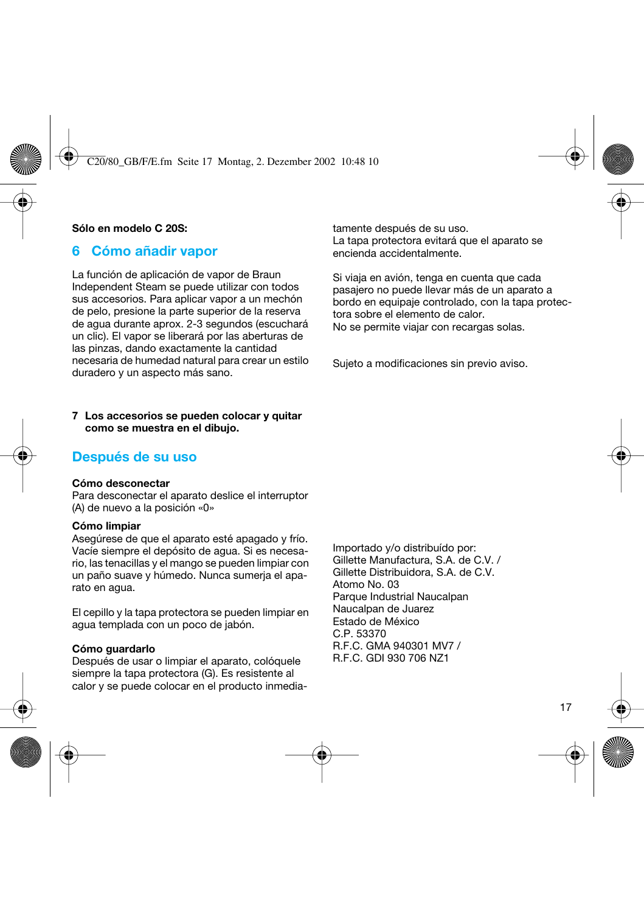**Sólo en modelo C 20S:**

## 6 Cómo añadir vapor

La función de aplicación de vapor de Braun Independent Steam se puede utilizar con todos sus accesorios. Para aplicar vapor a un mechón de pelo, presione la parte superior de la reserva de agua durante aprox. 2-3 segundos (escuchará un clic). El vapor se liberará por las aberturas de las pinzas, dando exactamente la cantidad necesaria de humedad natural para crear un estilo duradero y un aspecto más sano.

**7 Los accesorios se pueden colocar y quitar como se muestra en el dibujo.**

## Después de su uso

**Cómo desconectar**
Para desconectar el aparato deslice el interruptor (A) de nuevo a la posición «0»

**Cómo limpiar**
Asegúrese de que el aparato esté apagado y frío. Vacíe siempre el depósito de agua. Si es necesario, las tenacillas y el mango se pueden limpiar con un paño suave y húmedo. Nunca sumerja el aparato en agua.

El cepillo y la tapa protectora se pueden limpiar en agua templada con un poco de jabón.

**Cómo guardarlo**
Después de usar o limpiar el aparato, colóquele siempre la tapa protectora (G). Es resistente al calor y se puede colocar en el producto inmediatamente después de su uso.
La tapa protectora evitará que el aparato se encienda accidentalmente.

Si viaja en avión, tenga en cuenta que cada pasajero no puede llevar más de un aparato a bordo en equipaje controlado, con la tapa protectora sobre el elemento de calor.
No se permite viajar con recargas solas.

Sujeto a modificaciones sin previo aviso.

Importado y/o distribuído por:
Gillette Manufactura, S.A. de C.V. /
Gillette Distribuidora, S.A. de C.V.
Atomo No. 03
Parque Industrial Naucalpan
Naucalpan de Juarez
Estado de México
C.P. 53370
R.F.C. GMA 940301 MV7 /
R.F.C. GDI 930 706 NZ1